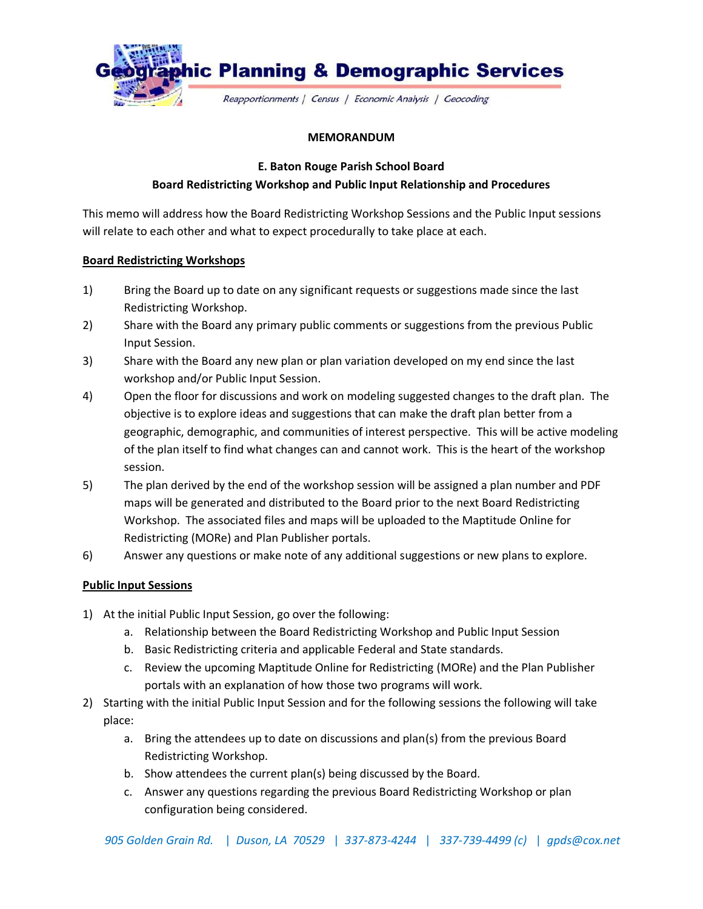# Geographic Planning & Demographic Services

*Reapportionments | Census | Economic Analysis | Geocoding*

**MEMORANDUM**

**E. Baton Rouge Parish School Board**
**Board Redistricting Workshop and Public Input Relationship and Procedures**

This memo will address how the Board Redistricting Workshop Sessions and the Public Input sessions will relate to each other and what to expect procedurally to take place at each.

**Board Redistricting Workshops**

1) Bring the Board up to date on any significant requests or suggestions made since the last Redistricting Workshop.
2) Share with the Board any primary public comments or suggestions from the previous Public Input Session.
3) Share with the Board any new plan or plan variation developed on my end since the last workshop and/or Public Input Session.
4) Open the floor for discussions and work on modeling suggested changes to the draft plan. The objective is to explore ideas and suggestions that can make the draft plan better from a geographic, demographic, and communities of interest perspective. This will be active modeling of the plan itself to find what changes can and cannot work. This is the heart of the workshop session.
5) The plan derived by the end of the workshop session will be assigned a plan number and PDF maps will be generated and distributed to the Board prior to the next Board Redistricting Workshop. The associated files and maps will be uploaded to the Maptitude Online for Redistricting (MORe) and Plan Publisher portals.
6) Answer any questions or make note of any additional suggestions or new plans to explore.

**Public Input Sessions**

1) At the initial Public Input Session, go over the following:
   a. Relationship between the Board Redistricting Workshop and Public Input Session
   b. Basic Redistricting criteria and applicable Federal and State standards.
   c. Review the upcoming Maptitude Online for Redistricting (MORe) and the Plan Publisher portals with an explanation of how those two programs will work.
2) Starting with the initial Public Input Session and for the following sessions the following will take place:
   a. Bring the attendees up to date on discussions and plan(s) from the previous Board Redistricting Workshop.
   b. Show attendees the current plan(s) being discussed by the Board.
   c. Answer any questions regarding the previous Board Redistricting Workshop or plan configuration being considered.

*905 Golden Grain Rd. | Duson, LA 70529 | 337-873-4244 | 337-739-4499 (c) | gpds@cox.net*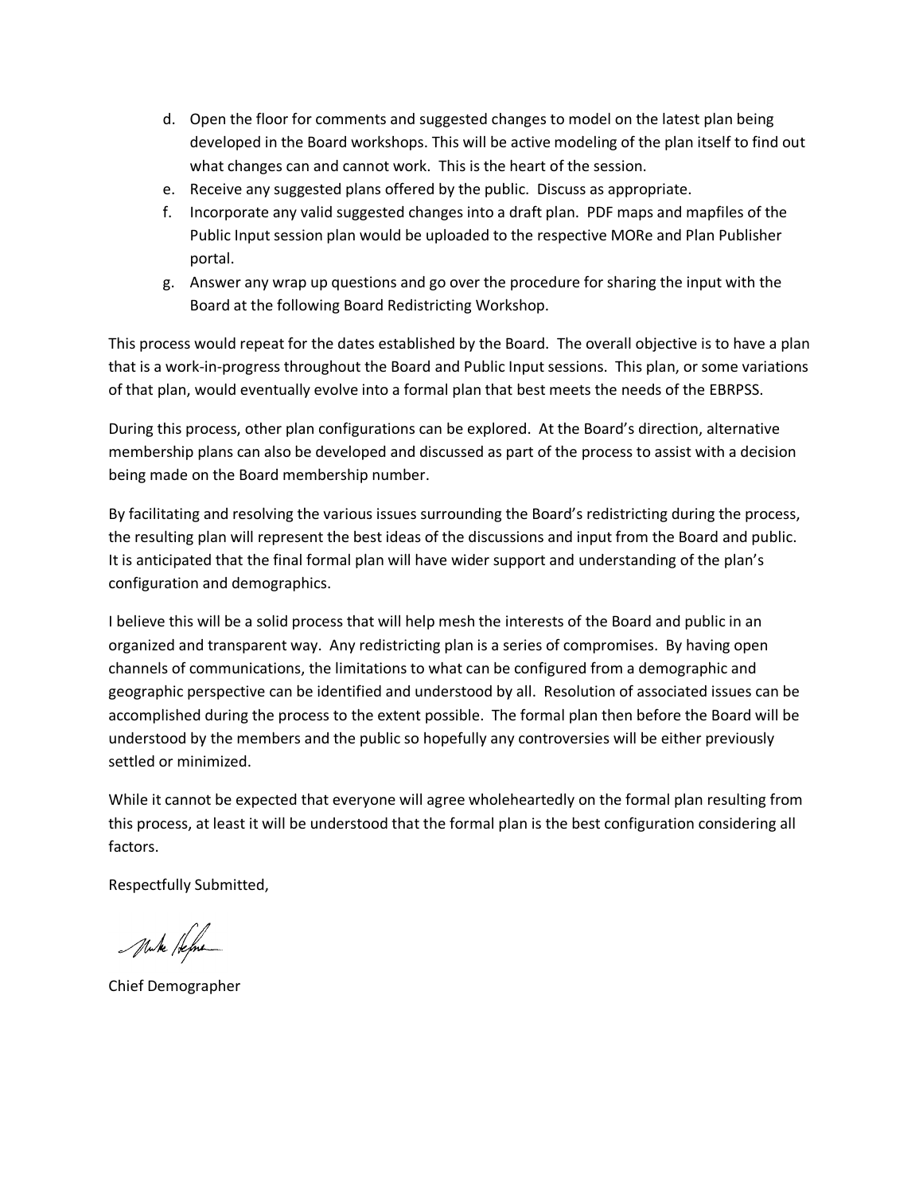d. Open the floor for comments and suggested changes to model on the latest plan being developed in the Board workshops. This will be active modeling of the plan itself to find out what changes can and cannot work. This is the heart of the session.
e. Receive any suggested plans offered by the public. Discuss as appropriate.
f. Incorporate any valid suggested changes into a draft plan. PDF maps and mapfiles of the Public Input session plan would be uploaded to the respective MORe and Plan Publisher portal.
g. Answer any wrap up questions and go over the procedure for sharing the input with the Board at the following Board Redistricting Workshop.

This process would repeat for the dates established by the Board. The overall objective is to have a plan that is a work-in-progress throughout the Board and Public Input sessions. This plan, or some variations of that plan, would eventually evolve into a formal plan that best meets the needs of the EBRPSS.

During this process, other plan configurations can be explored. At the Board's direction, alternative membership plans can also be developed and discussed as part of the process to assist with a decision being made on the Board membership number.

By facilitating and resolving the various issues surrounding the Board's redistricting during the process, the resulting plan will represent the best ideas of the discussions and input from the Board and public. It is anticipated that the final formal plan will have wider support and understanding of the plan's configuration and demographics.

I believe this will be a solid process that will help mesh the interests of the Board and public in an organized and transparent way. Any redistricting plan is a series of compromises. By having open channels of communications, the limitations to what can be configured from a demographic and geographic perspective can be identified and understood by all. Resolution of associated issues can be accomplished during the process to the extent possible. The formal plan then before the Board will be understood by the members and the public so hopefully any controversies will be either previously settled or minimized.

While it cannot be expected that everyone will agree wholeheartedly on the formal plan resulting from this process, at least it will be understood that the formal plan is the best configuration considering all factors.

Respectfully Submitted,

Chief Demographer